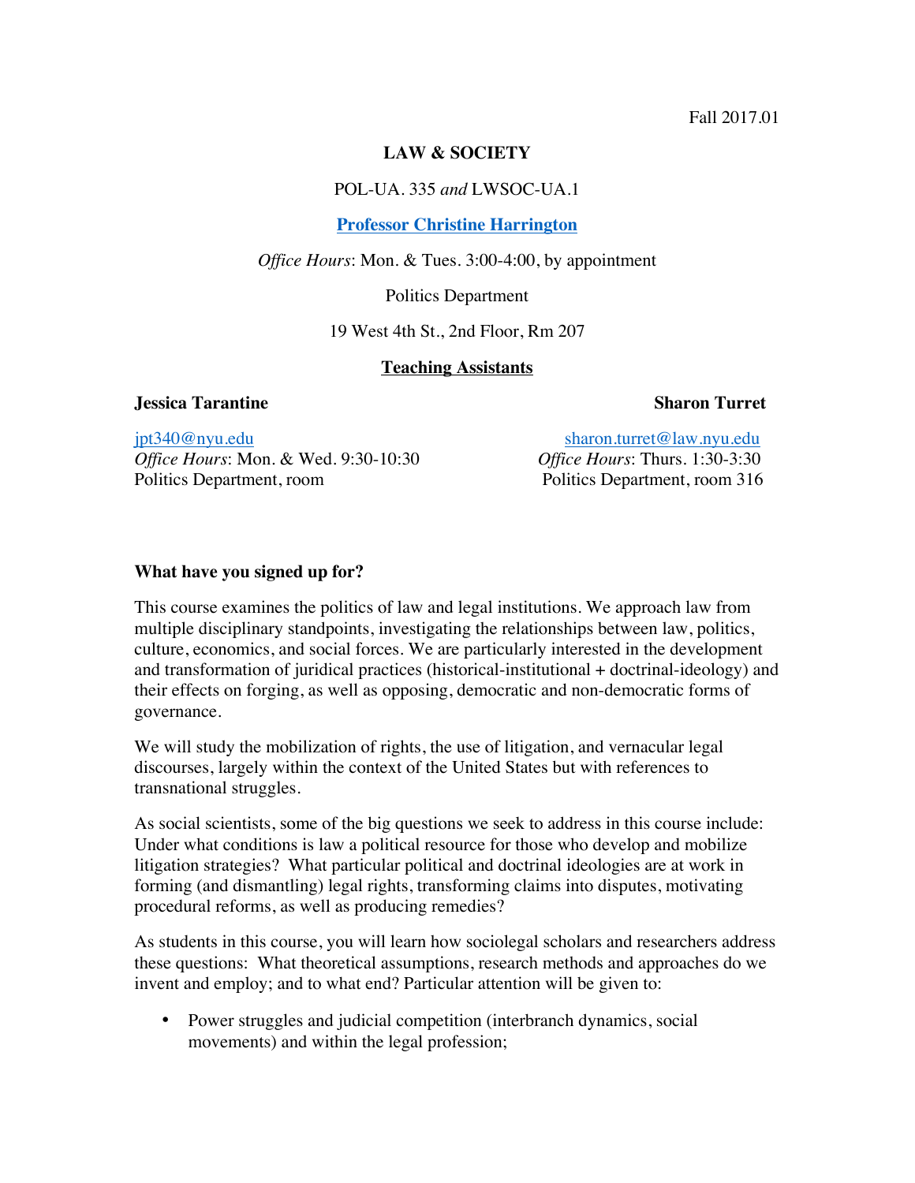Fall 2017.01

**LAW & SOCIETY**

POL-UA. 335 *and* LWSOC-UA.1

**Professor Christine Harrington**

*Office Hours*: Mon. & Tues. 3:00-4:00, by appointment

Politics Department

19 West 4th St., 2nd Floor, Rm 207

**Teaching Assistants**

**Jessica Tarantine**

jpt340@nyu.edu
*Office Hours*: Mon. & Wed. 9:30-10:30
Politics Department, room

**Sharon Turret**

sharon.turret@law.nyu.edu
*Office Hours*: Thurs. 1:30-3:30
Politics Department, room 316

**What have you signed up for?**

This course examines the politics of law and legal institutions. We approach law from multiple disciplinary standpoints, investigating the relationships between law, politics, culture, economics, and social forces. We are particularly interested in the development and transformation of juridical practices (historical-institutional + doctrinal-ideology) and their effects on forging, as well as opposing, democratic and non-democratic forms of governance.

We will study the mobilization of rights, the use of litigation, and vernacular legal discourses, largely within the context of the United States but with references to transnational struggles.

As social scientists, some of the big questions we seek to address in this course include: Under what conditions is law a political resource for those who develop and mobilize litigation strategies? What particular political and doctrinal ideologies are at work in forming (and dismantling) legal rights, transforming claims into disputes, motivating procedural reforms, as well as producing remedies?

As students in this course, you will learn how sociolegal scholars and researchers address these questions: What theoretical assumptions, research methods and approaches do we invent and employ; and to what end? Particular attention will be given to:

- Power struggles and judicial competition (interbranch dynamics, social movements) and within the legal profession;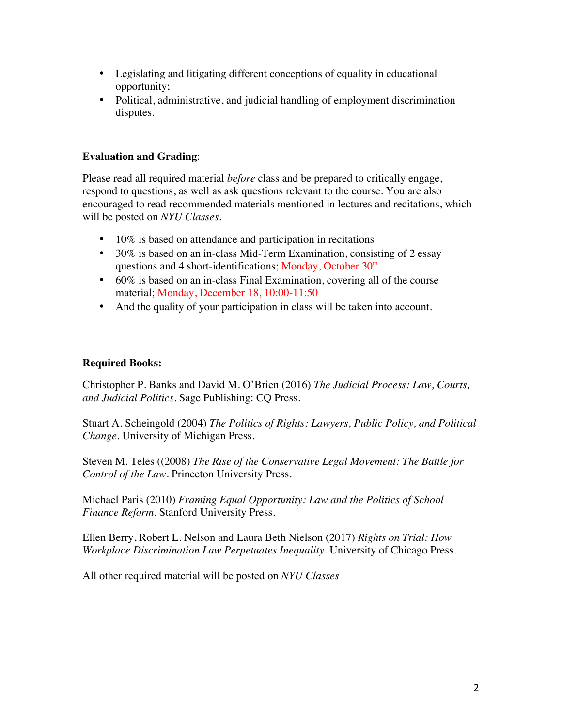- Legislating and litigating different conceptions of equality in educational opportunity;
- Political, administrative, and judicial handling of employment discrimination disputes.

**Evaluation and Grading**:

Please read all required material *before* class and be prepared to critically engage, respond to questions, as well as ask questions relevant to the course. You are also encouraged to read recommended materials mentioned in lectures and recitations, which will be posted on *NYU Classes*.

- 10% is based on attendance and participation in recitations
- 30% is based on an in-class Mid-Term Examination, consisting of 2 essay questions and 4 short-identifications; Monday, October 30th
- 60% is based on an in-class Final Examination, covering all of the course material; Monday, December 18, 10:00-11:50
- And the quality of your participation in class will be taken into account.

**Required Books:**

Christopher P. Banks and David M. O'Brien (2016) *The Judicial Process: Law, Courts, and Judicial Politics*. Sage Publishing: CQ Press.

Stuart A. Scheingold (2004) *The Politics of Rights: Lawyers, Public Policy, and Political Change*. University of Michigan Press.

Steven M. Teles ((2008) *The Rise of the Conservative Legal Movement: The Battle for Control of the Law*. Princeton University Press.

Michael Paris (2010) *Framing Equal Opportunity: Law and the Politics of School Finance Reform*. Stanford University Press.

Ellen Berry, Robert L. Nelson and Laura Beth Nielson (2017) *Rights on Trial: How Workplace Discrimination Law Perpetuates Inequality*. University of Chicago Press.

<u>All other required material</u> will be posted on *NYU Classes*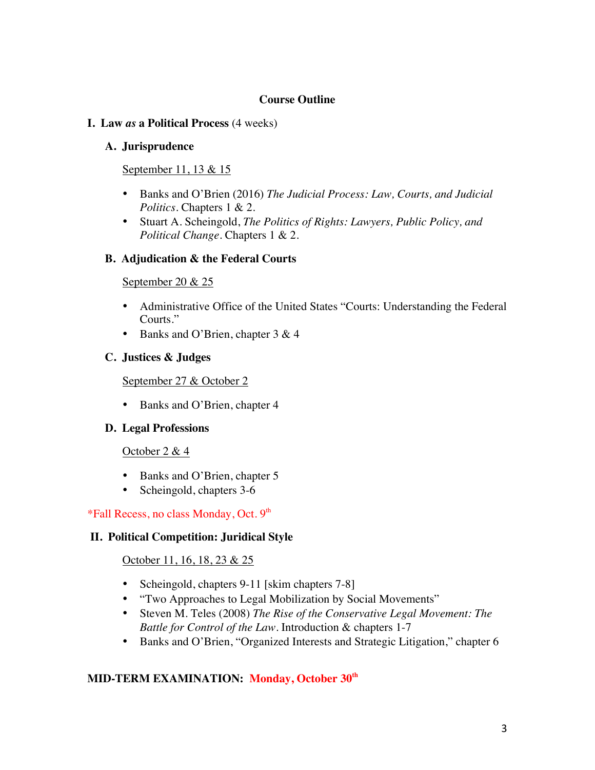## Course Outline

### I. Law *as* a Political Process (4 weeks)

#### A. Jurisprudence

<u>September 11, 13 & 15</u>

- Banks and O'Brien (2016) *The Judicial Process: Law, Courts, and Judicial Politics*. Chapters 1 & 2.
- Stuart A. Scheingold, *The Politics of Rights: Lawyers, Public Policy, and Political Change*. Chapters 1 & 2.

#### B. Adjudication & the Federal Courts

<u>September 20 & 25</u>

- Administrative Office of the United States "Courts: Understanding the Federal Courts."
- Banks and O'Brien, chapter 3 & 4

#### C. Justices & Judges

<u>September 27 & October 2</u>

- Banks and O'Brien, chapter 4

#### D. Legal Professions

<u>October 2 & 4</u>

- Banks and O'Brien, chapter 5
- Scheingold, chapters 3-6

*Fall Recess, no class Monday, Oct. 9th

### II. Political Competition: Juridical Style

<u>October 11, 16, 18, 23 & 25</u>

- Scheingold, chapters 9-11 [skim chapters 7-8]
- "Two Approaches to Legal Mobilization by Social Movements"
- Steven M. Teles (2008) *The Rise of the Conservative Legal Movement: The Battle for Control of the Law*. Introduction & chapters 1-7
- Banks and O'Brien, "Organized Interests and Strategic Litigation," chapter 6

**MID-TERM EXAMINATION: Monday, October 30th**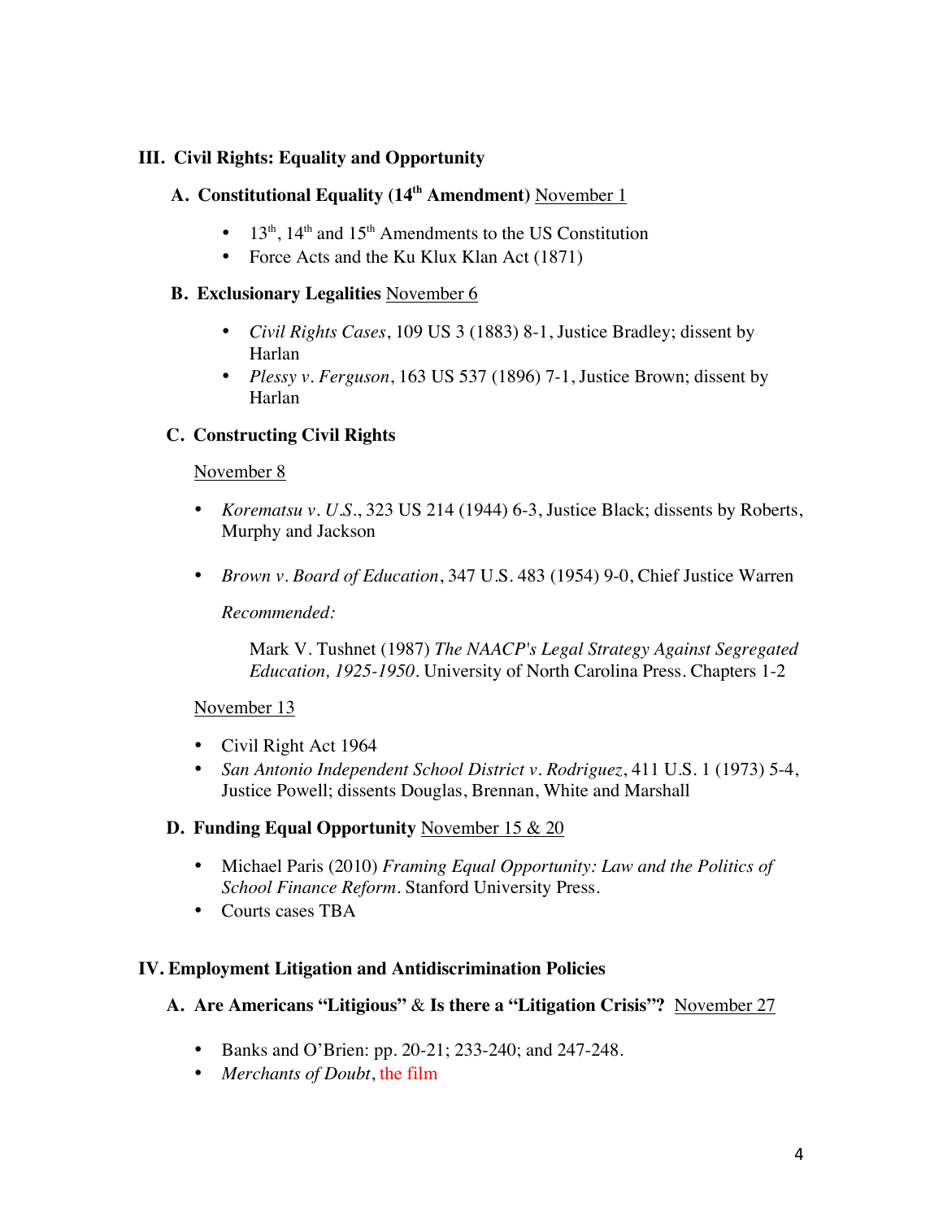## III. Civil Rights: Equality and Opportunity

### A. Constitutional Equality (14th Amendment) November 1

- 13th, 14th and 15th Amendments to the US Constitution
- Force Acts and the Ku Klux Klan Act (1871)

### B. Exclusionary Legalities November 6

- *Civil Rights Cases*, 109 US 3 (1883) 8-1, Justice Bradley; dissent by Harlan
- *Plessy v. Ferguson*, 163 US 537 (1896) 7-1, Justice Brown; dissent by Harlan

### C. Constructing Civil Rights

November 8

- *Korematsu v. U.S.*, 323 US 214 (1944) 6-3, Justice Black; dissents by Roberts, Murphy and Jackson

- *Brown v. Board of Education*, 347 U.S. 483 (1954) 9-0, Chief Justice Warren

  *Recommended:*

  Mark V. Tushnet (1987) *The NAACP's Legal Strategy Against Segregated Education, 1925-1950*. University of North Carolina Press. Chapters 1-2

November 13

- Civil Right Act 1964
- *San Antonio Independent School District v. Rodriguez*, 411 U.S. 1 (1973) 5-4, Justice Powell; dissents Douglas, Brennan, White and Marshall

### D. Funding Equal Opportunity November 15 & 20

- Michael Paris (2010) *Framing Equal Opportunity: Law and the Politics of School Finance Reform*. Stanford University Press.
- Courts cases TBA

## IV. Employment Litigation and Antidiscrimination Policies

### A. Are Americans "Litigious" & Is there a "Litigation Crisis"? November 27

- Banks and O'Brien: pp. 20-21; 233-240; and 247-248.
- *Merchants of Doubt*, the film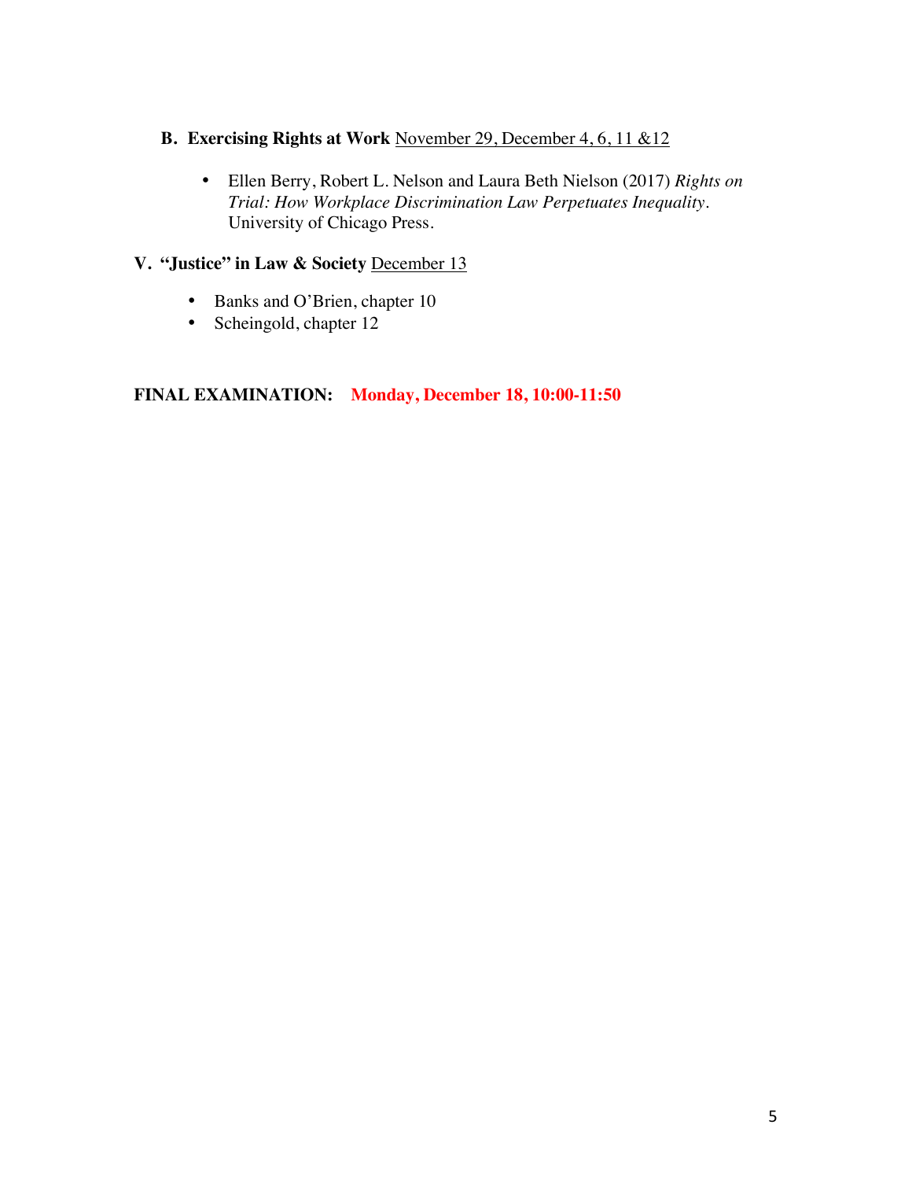### B. Exercising Rights at Work November 29, December 4, 6, 11 &12

- Ellen Berry, Robert L. Nelson and Laura Beth Nielson (2017) *Rights on Trial: How Workplace Discrimination Law Perpetuates Inequality*. University of Chicago Press.

## V. "Justice" in Law & Society December 13

- Banks and O'Brien, chapter 10
- Scheingold, chapter 12

**FINAL EXAMINATION: Monday, December 18, 10:00-11:50**